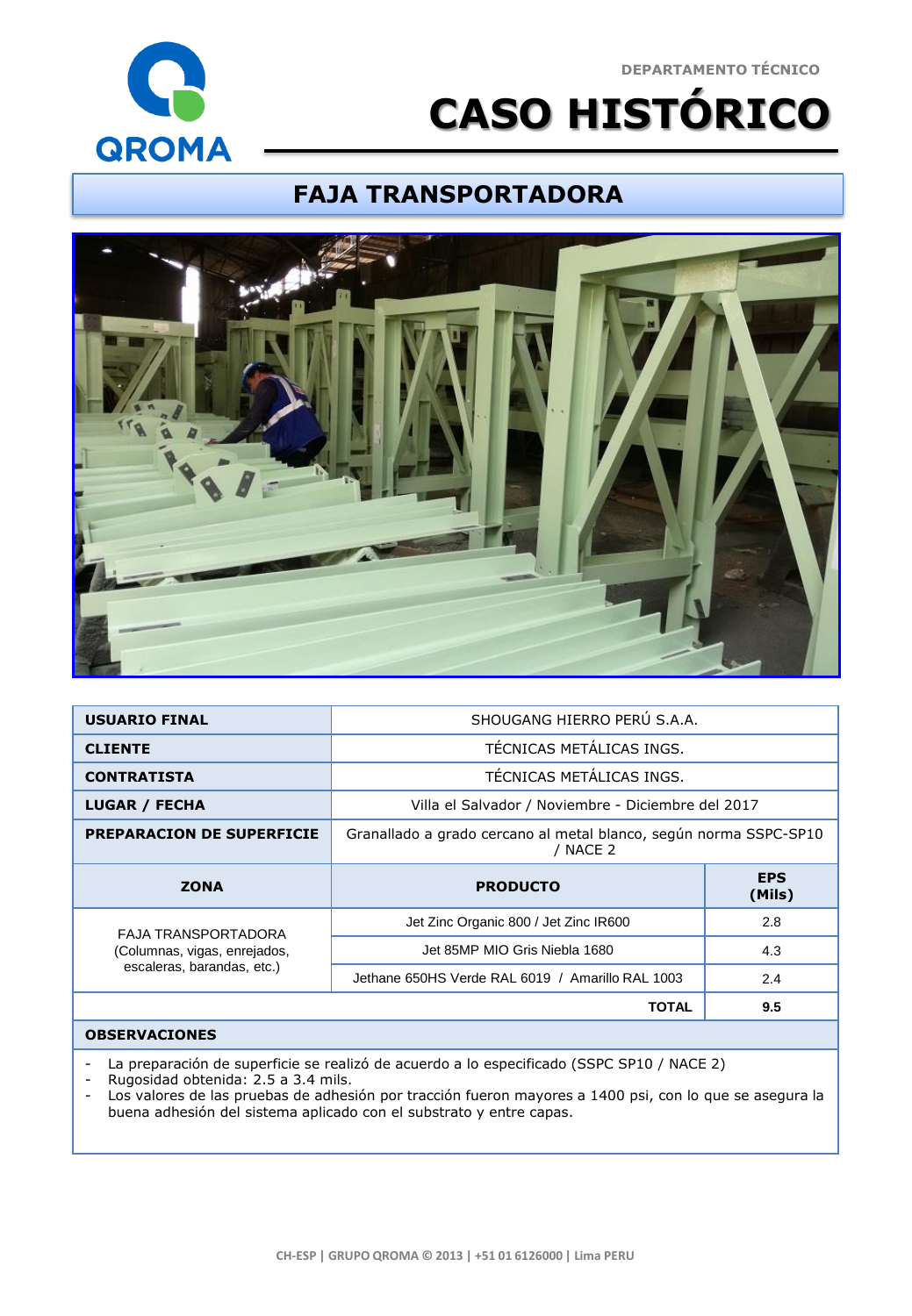DEPARTAMENTO TÉCNICO

# CASO HISTÓRICO

## FAJA TRANSPORTADORA

| | | |
|---|---|---|
| **USUARIO FINAL** | SHOUGANG HIERRO PERÚ S.A.A. | |
| **CLIENTE** | TÉCNICAS METÁLICAS INGS. | |
| **CONTRATISTA** | TÉCNICAS METÁLICAS INGS. | |
| **LUGAR / FECHA** | Villa el Salvador / Noviembre - Diciembre del 2017 | |
| **PREPARACION DE SUPERFICIE** | Granallado a grado cercano al metal blanco, según norma SSPC-SP10 / NACE 2 | |
| **ZONA** | **PRODUCTO** | **EPS (Mils)** |
| FAJA TRANSPORTADORA (Columnas, vigas, enrejados, escaleras, barandas, etc.) | Jet Zinc Organic 800 / Jet Zinc IR600 | 2.8 |
| | Jet 85MP MIO Gris Niebla 1680 | 4.3 |
| | Jethane 650HS Verde RAL 6019 / Amarillo RAL 1003 | 2.4 |
| | **TOTAL** | **9.5** |

**OBSERVACIONES**

- La preparación de superficie se realizó de acuerdo a lo especificado (SSPC SP10 / NACE 2)
- Rugosidad obtenida: 2.5 a 3.4 mils.
- Los valores de las pruebas de adhesión por tracción fueron mayores a 1400 psi, con lo que se asegura la buena adhesión del sistema aplicado con el substrato y entre capas.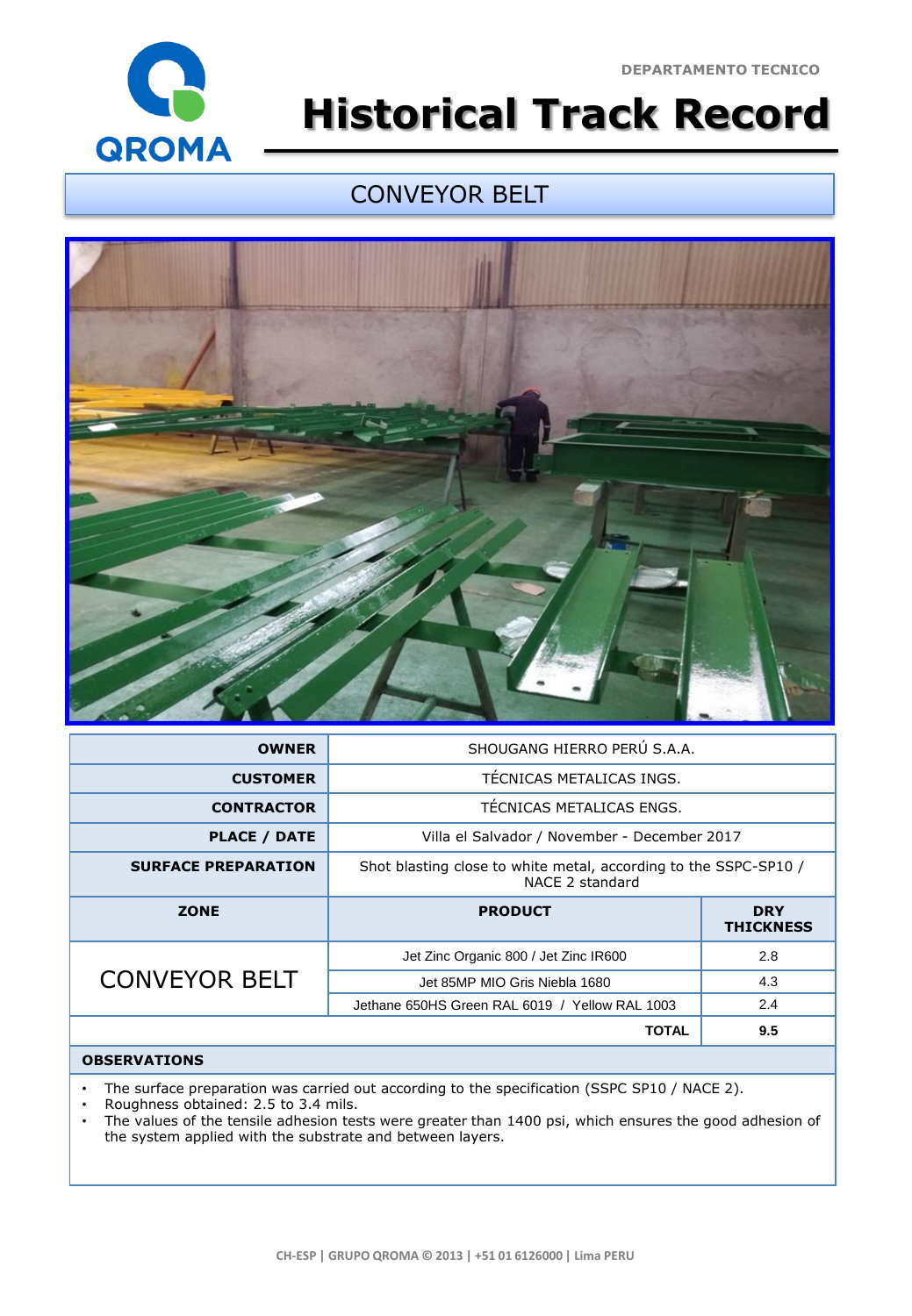DEPARTAMENTO TECNICO

# Historical Track Record

## CONVEYOR BELT

| | | |
|---|---|---|
| **OWNER** | SHOUGANG HIERRO PERÚ S.A.A. | |
| **CUSTOMER** | TÉCNICAS METALICAS INGS. | |
| **CONTRACTOR** | TÉCNICAS METALICAS ENGS. | |
| **PLACE / DATE** | Villa el Salvador / November - December 2017 | |
| **SURFACE PREPARATION** | Shot blasting close to white metal, according to the SSPC-SP10 / NACE 2 standard | |
| **ZONE** | **PRODUCT** | **DRY THICKNESS** |
| CONVEYOR BELT | Jet Zinc Organic 800 / Jet Zinc IR600 | 2.8 |
| | Jet 85MP MIO Gris Niebla 1680 | 4.3 |
| | Jethane 650HS Green RAL 6019 / Yellow RAL 1003 | 2.4 |
| | **TOTAL** | **9.5** |

**OBSERVATIONS**

- The surface preparation was carried out according to the specification (SSPC SP10 / NACE 2).
- Roughness obtained: 2.5 to 3.4 mils.
- The values of the tensile adhesion tests were greater than 1400 psi, which ensures the good adhesion of the system applied with the substrate and between layers.